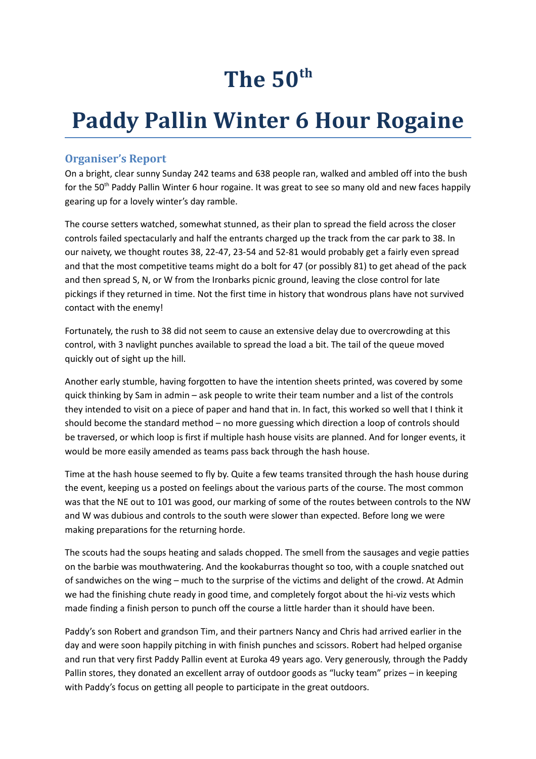# The 50th

# Paddy Pallin Winter 6 Hour Rogaine

## Organiser's Report

On a bright, clear sunny Sunday 242 teams and 638 people ran, walked and ambled off into the bush for the 50th Paddy Pallin Winter 6 hour rogaine. It was great to see so many old and new faces happily gearing up for a lovely winter's day ramble.

The course setters watched, somewhat stunned, as their plan to spread the field across the closer controls failed spectacularly and half the entrants charged up the track from the car park to 38. In our naivety, we thought routes 38, 22-47, 23-54 and 52-81 would probably get a fairly even spread and that the most competitive teams might do a bolt for 47 (or possibly 81) to get ahead of the pack and then spread S, N, or W from the Ironbarks picnic ground, leaving the close control for late pickings if they returned in time. Not the first time in history that wondrous plans have not survived contact with the enemy!

Fortunately, the rush to 38 did not seem to cause an extensive delay due to overcrowding at this control, with 3 navlight punches available to spread the load a bit. The tail of the queue moved quickly out of sight up the hill.

Another early stumble, having forgotten to have the intention sheets printed, was covered by some quick thinking by Sam in admin – ask people to write their team number and a list of the controls they intended to visit on a piece of paper and hand that in. In fact, this worked so well that I think it should become the standard method – no more guessing which direction a loop of controls should be traversed, or which loop is first if multiple hash house visits are planned. And for longer events, it would be more easily amended as teams pass back through the hash house.

Time at the hash house seemed to fly by. Quite a few teams transited through the hash house during the event, keeping us a posted on feelings about the various parts of the course. The most common was that the NE out to 101 was good, our marking of some of the routes between controls to the NW and W was dubious and controls to the south were slower than expected. Before long we were making preparations for the returning horde.

The scouts had the soups heating and salads chopped. The smell from the sausages and vegie patties on the barbie was mouthwatering. And the kookaburras thought so too, with a couple snatched out of sandwiches on the wing – much to the surprise of the victims and delight of the crowd. At Admin we had the finishing chute ready in good time, and completely forgot about the hi-viz vests which made finding a finish person to punch off the course a little harder than it should have been.

Paddy's son Robert and grandson Tim, and their partners Nancy and Chris had arrived earlier in the day and were soon happily pitching in with finish punches and scissors. Robert had helped organise and run that very first Paddy Pallin event at Euroka 49 years ago. Very generously, through the Paddy Pallin stores, they donated an excellent array of outdoor goods as "lucky team" prizes – in keeping with Paddy's focus on getting all people to participate in the great outdoors.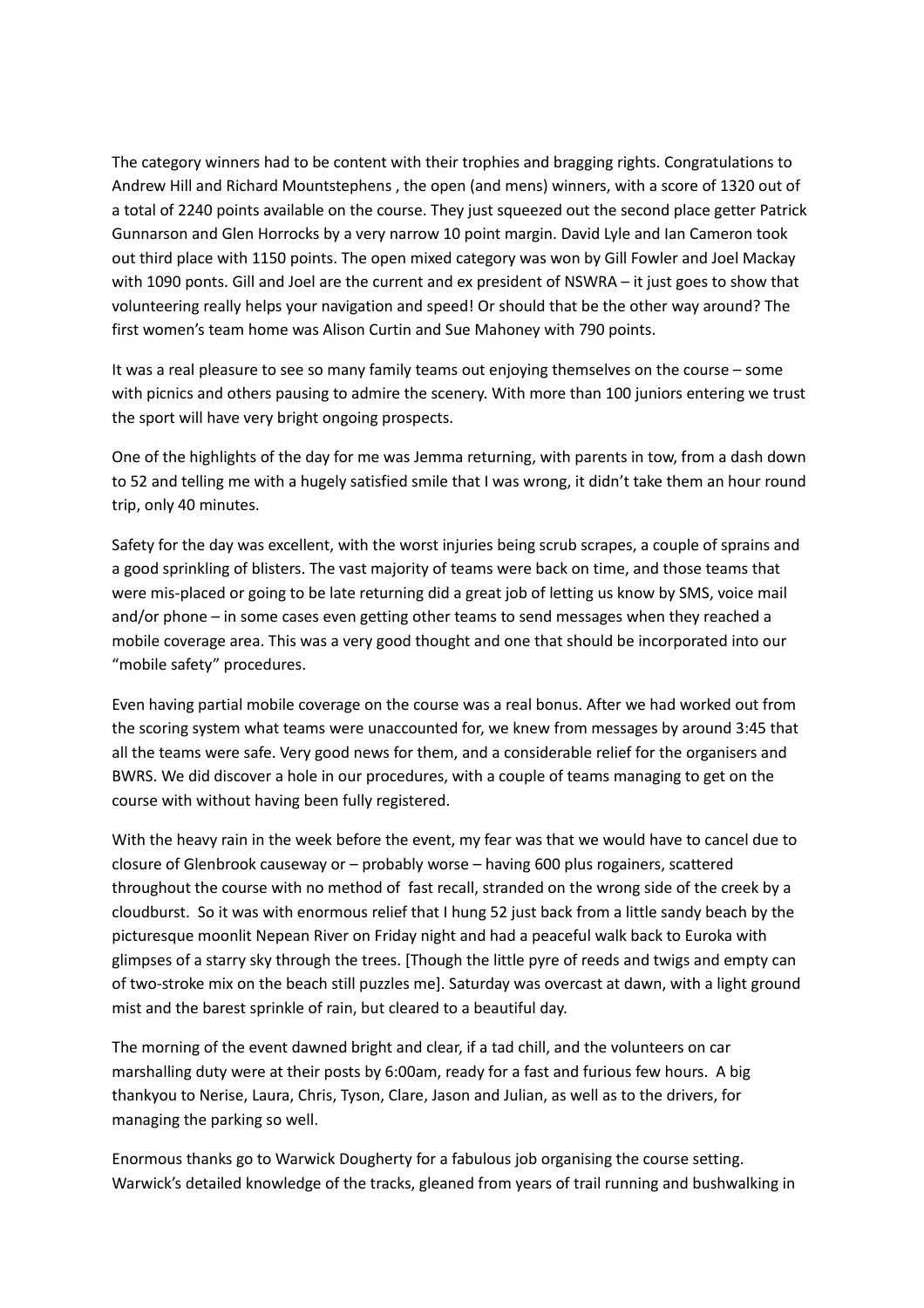The category winners had to be content with their trophies and bragging rights. Congratulations to Andrew Hill and Richard Mountstephens , the open (and mens) winners, with a score of 1320 out of a total of 2240 points available on the course. They just squeezed out the second place getter Patrick Gunnarson and Glen Horrocks by a very narrow 10 point margin. David Lyle and Ian Cameron took out third place with 1150 points. The open mixed category was won by Gill Fowler and Joel Mackay with 1090 ponts. Gill and Joel are the current and ex president of NSWRA – it just goes to show that volunteering really helps your navigation and speed! Or should that be the other way around? The first women's team home was Alison Curtin and Sue Mahoney with 790 points.

It was a real pleasure to see so many family teams out enjoying themselves on the course – some with picnics and others pausing to admire the scenery. With more than 100 juniors entering we trust the sport will have very bright ongoing prospects.

One of the highlights of the day for me was Jemma returning, with parents in tow, from a dash down to 52 and telling me with a hugely satisfied smile that I was wrong, it didn't take them an hour round trip, only 40 minutes.

Safety for the day was excellent, with the worst injuries being scrub scrapes, a couple of sprains and a good sprinkling of blisters. The vast majority of teams were back on time, and those teams that were mis-placed or going to be late returning did a great job of letting us know by SMS, voice mail and/or phone – in some cases even getting other teams to send messages when they reached a mobile coverage area. This was a very good thought and one that should be incorporated into our "mobile safety" procedures.

Even having partial mobile coverage on the course was a real bonus. After we had worked out from the scoring system what teams were unaccounted for, we knew from messages by around 3:45 that all the teams were safe. Very good news for them, and a considerable relief for the organisers and BWRS. We did discover a hole in our procedures, with a couple of teams managing to get on the course with without having been fully registered.

With the heavy rain in the week before the event, my fear was that we would have to cancel due to closure of Glenbrook causeway or – probably worse – having 600 plus rogainers, scattered throughout the course with no method of fast recall, stranded on the wrong side of the creek by a cloudburst. So it was with enormous relief that I hung 52 just back from a little sandy beach by the picturesque moonlit Nepean River on Friday night and had a peaceful walk back to Euroka with glimpses of a starry sky through the trees. [Though the little pyre of reeds and twigs and empty can of two-stroke mix on the beach still puzzles me]. Saturday was overcast at dawn, with a light ground mist and the barest sprinkle of rain, but cleared to a beautiful day.

The morning of the event dawned bright and clear, if a tad chill, and the volunteers on car marshalling duty were at their posts by 6:00am, ready for a fast and furious few hours. A big thankyou to Nerise, Laura, Chris, Tyson, Clare, Jason and Julian, as well as to the drivers, for managing the parking so well.

Enormous thanks go to Warwick Dougherty for a fabulous job organising the course setting. Warwick's detailed knowledge of the tracks, gleaned from years of trail running and bushwalking in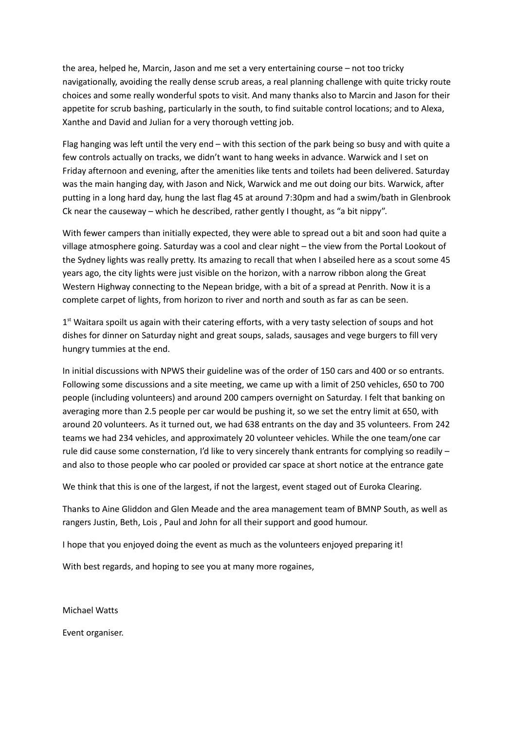the area, helped he, Marcin, Jason and me set a very entertaining course – not too tricky navigationally, avoiding the really dense scrub areas, a real planning challenge with quite tricky route choices and some really wonderful spots to visit. And many thanks also to Marcin and Jason for their appetite for scrub bashing, particularly in the south, to find suitable control locations; and to Alexa, Xanthe and David and Julian for a very thorough vetting job.

Flag hanging was left until the very end – with this section of the park being so busy and with quite a few controls actually on tracks, we didn't want to hang weeks in advance. Warwick and I set on Friday afternoon and evening, after the amenities like tents and toilets had been delivered. Saturday was the main hanging day, with Jason and Nick, Warwick and me out doing our bits. Warwick, after putting in a long hard day, hung the last flag 45 at around 7:30pm and had a swim/bath in Glenbrook Ck near the causeway – which he described, rather gently I thought, as "a bit nippy".

With fewer campers than initially expected, they were able to spread out a bit and soon had quite a village atmosphere going. Saturday was a cool and clear night – the view from the Portal Lookout of the Sydney lights was really pretty. Its amazing to recall that when I abseiled here as a scout some 45 years ago, the city lights were just visible on the horizon, with a narrow ribbon along the Great Western Highway connecting to the Nepean bridge, with a bit of a spread at Penrith. Now it is a complete carpet of lights, from horizon to river and north and south as far as can be seen.

1st Waitara spoilt us again with their catering efforts, with a very tasty selection of soups and hot dishes for dinner on Saturday night and great soups, salads, sausages and vege burgers to fill very hungry tummies at the end.

In initial discussions with NPWS their guideline was of the order of 150 cars and 400 or so entrants. Following some discussions and a site meeting, we came up with a limit of 250 vehicles, 650 to 700 people (including volunteers) and around 200 campers overnight on Saturday. I felt that banking on averaging more than 2.5 people per car would be pushing it, so we set the entry limit at 650, with around 20 volunteers. As it turned out, we had 638 entrants on the day and 35 volunteers. From 242 teams we had 234 vehicles, and approximately 20 volunteer vehicles. While the one team/one car rule did cause some consternation, I'd like to very sincerely thank entrants for complying so readily – and also to those people who car pooled or provided car space at short notice at the entrance gate

We think that this is one of the largest, if not the largest, event staged out of Euroka Clearing.

Thanks to Aine Gliddon and Glen Meade and the area management team of BMNP South, as well as rangers Justin, Beth, Lois , Paul and John for all their support and good humour.

I hope that you enjoyed doing the event as much as the volunteers enjoyed preparing it!

With best regards, and hoping to see you at many more rogaines,

Michael Watts

Event organiser.